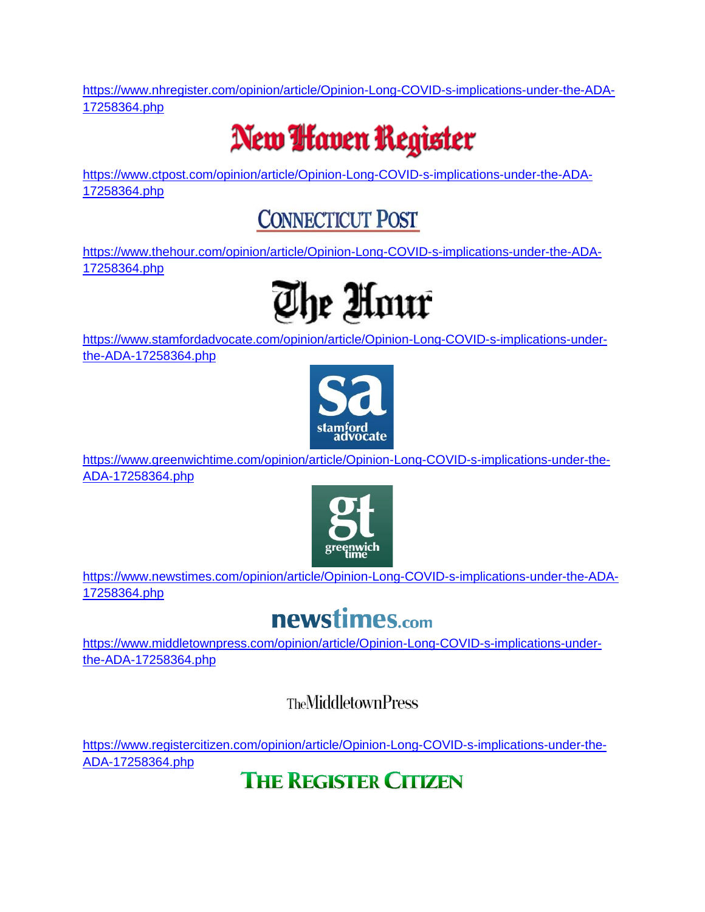https://www.nhregister.com/opinion/article/Opinion-Long-COVID-s-implications-under-the-ADA-17258364.php

New Haven Register

https://www.ctpost.com/opinion/article/Opinion-Long-COVID-s-implications-under-the-ADA-17258364.php

Connecticut Post

https://www.thehour.com/opinion/article/Opinion-Long-COVID-s-implications-under-the-ADA-17258364.php

The Hour

https://www.stamfordadvocate.com/opinion/article/Opinion-Long-COVID-s-implications-under-the-ADA-17258364.php

sa stamford advocate

https://www.greenwichtime.com/opinion/article/Opinion-Long-COVID-s-implications-under-the-ADA-17258364.php

gt greenwich time

https://www.newstimes.com/opinion/article/Opinion-Long-COVID-s-implications-under-the-ADA-17258364.php

newstimes.com

https://www.middletownpress.com/opinion/article/Opinion-Long-COVID-s-implications-under-the-ADA-17258364.php

The Middletown Press

https://www.registercitizen.com/opinion/article/Opinion-Long-COVID-s-implications-under-the-ADA-17258364.php

The Register Citizen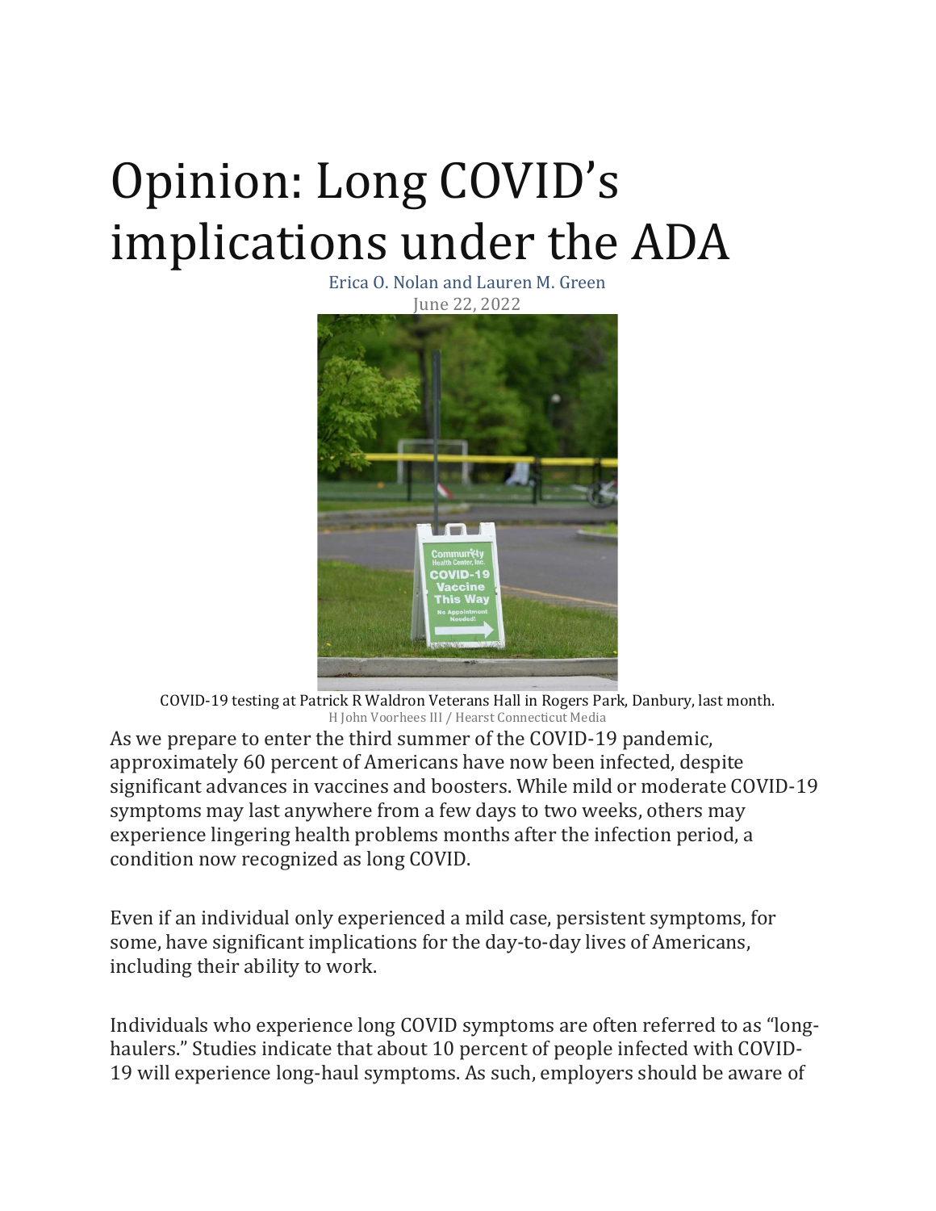# Opinion: Long COVID's implications under the ADA

Erica O. Nolan and Lauren M. Green

June 22, 2022

COVID-19 testing at Patrick R Waldron Veterans Hall in Rogers Park, Danbury, last month.

H John Voorhees III / Hearst Connecticut Media

As we prepare to enter the third summer of the COVID-19 pandemic, approximately 60 percent of Americans have now been infected, despite significant advances in vaccines and boosters. While mild or moderate COVID-19 symptoms may last anywhere from a few days to two weeks, others may experience lingering health problems months after the infection period, a condition now recognized as long COVID.

Even if an individual only experienced a mild case, persistent symptoms, for some, have significant implications for the day-to-day lives of Americans, including their ability to work.

Individuals who experience long COVID symptoms are often referred to as "long-haulers." Studies indicate that about 10 percent of people infected with COVID-19 will experience long-haul symptoms. As such, employers should be aware of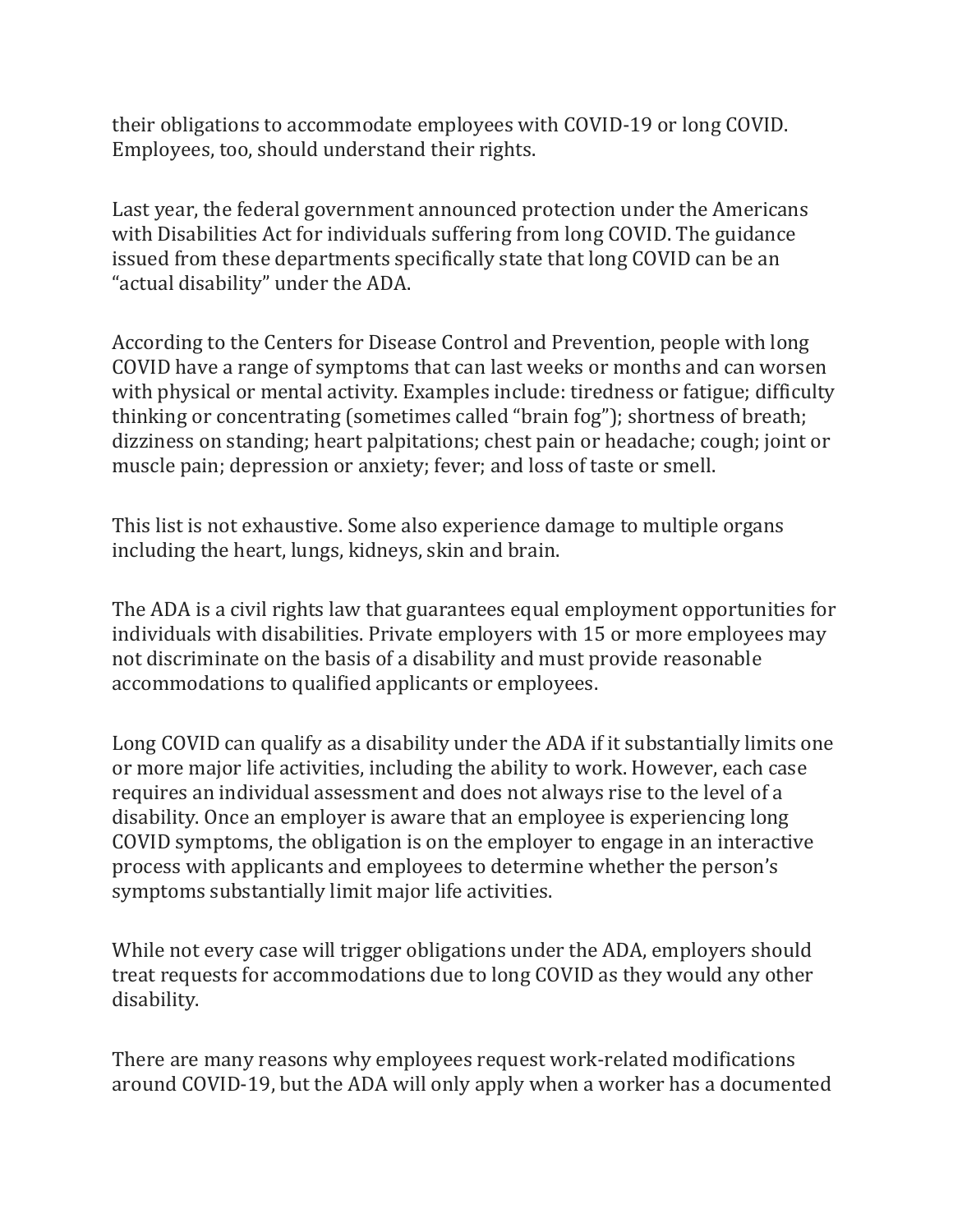their obligations to accommodate employees with COVID-19 or long COVID. Employees, too, should understand their rights.

Last year, the federal government announced protection under the Americans with Disabilities Act for individuals suffering from long COVID. The guidance issued from these departments specifically state that long COVID can be an "actual disability" under the ADA.

According to the Centers for Disease Control and Prevention, people with long COVID have a range of symptoms that can last weeks or months and can worsen with physical or mental activity. Examples include: tiredness or fatigue; difficulty thinking or concentrating (sometimes called "brain fog"); shortness of breath; dizziness on standing; heart palpitations; chest pain or headache; cough; joint or muscle pain; depression or anxiety; fever; and loss of taste or smell.

This list is not exhaustive. Some also experience damage to multiple organs including the heart, lungs, kidneys, skin and brain.

The ADA is a civil rights law that guarantees equal employment opportunities for individuals with disabilities. Private employers with 15 or more employees may not discriminate on the basis of a disability and must provide reasonable accommodations to qualified applicants or employees.

Long COVID can qualify as a disability under the ADA if it substantially limits one or more major life activities, including the ability to work. However, each case requires an individual assessment and does not always rise to the level of a disability. Once an employer is aware that an employee is experiencing long COVID symptoms, the obligation is on the employer to engage in an interactive process with applicants and employees to determine whether the person's symptoms substantially limit major life activities.

While not every case will trigger obligations under the ADA, employers should treat requests for accommodations due to long COVID as they would any other disability.

There are many reasons why employees request work-related modifications around COVID-19, but the ADA will only apply when a worker has a documented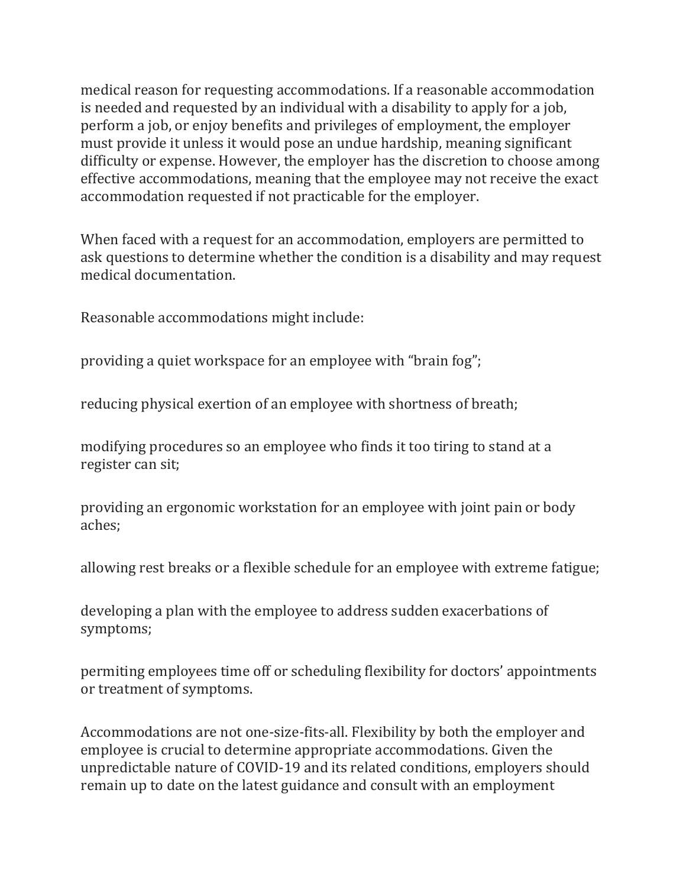medical reason for requesting accommodations. If a reasonable accommodation is needed and requested by an individual with a disability to apply for a job, perform a job, or enjoy benefits and privileges of employment, the employer must provide it unless it would pose an undue hardship, meaning significant difficulty or expense. However, the employer has the discretion to choose among effective accommodations, meaning that the employee may not receive the exact accommodation requested if not practicable for the employer.

When faced with a request for an accommodation, employers are permitted to ask questions to determine whether the condition is a disability and may request medical documentation.

Reasonable accommodations might include:

providing a quiet workspace for an employee with "brain fog";

reducing physical exertion of an employee with shortness of breath;

modifying procedures so an employee who finds it too tiring to stand at a register can sit;

providing an ergonomic workstation for an employee with joint pain or body aches;

allowing rest breaks or a flexible schedule for an employee with extreme fatigue;

developing a plan with the employee to address sudden exacerbations of symptoms;

permiting employees time off or scheduling flexibility for doctors' appointments or treatment of symptoms.

Accommodations are not one-size-fits-all. Flexibility by both the employer and employee is crucial to determine appropriate accommodations. Given the unpredictable nature of COVID-19 and its related conditions, employers should remain up to date on the latest guidance and consult with an employment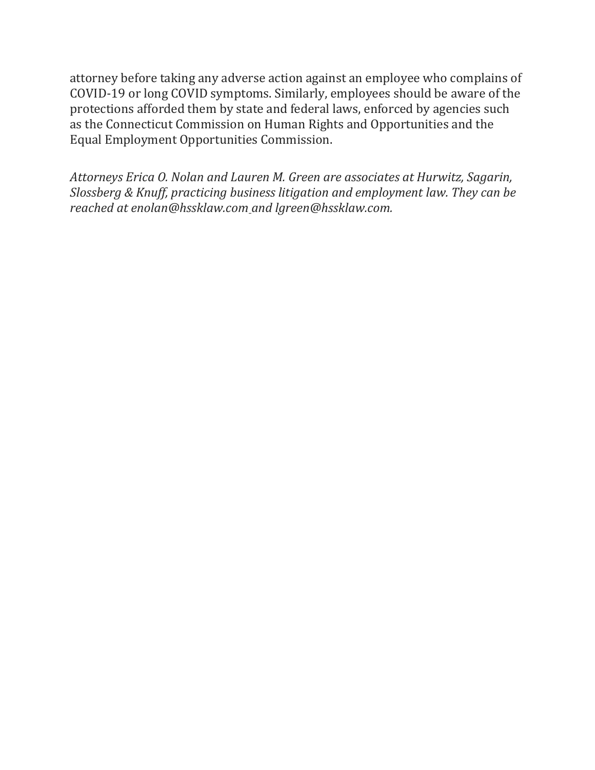attorney before taking any adverse action against an employee who complains of COVID-19 or long COVID symptoms. Similarly, employees should be aware of the protections afforded them by state and federal laws, enforced by agencies such as the Connecticut Commission on Human Rights and Opportunities and the Equal Employment Opportunities Commission.

*Attorneys Erica O. Nolan and Lauren M. Green are associates at Hurwitz, Sagarin, Slossberg & Knuff, practicing business litigation and employment law. They can be reached at enolan@hssklaw.com and lgreen@hssklaw.com.*